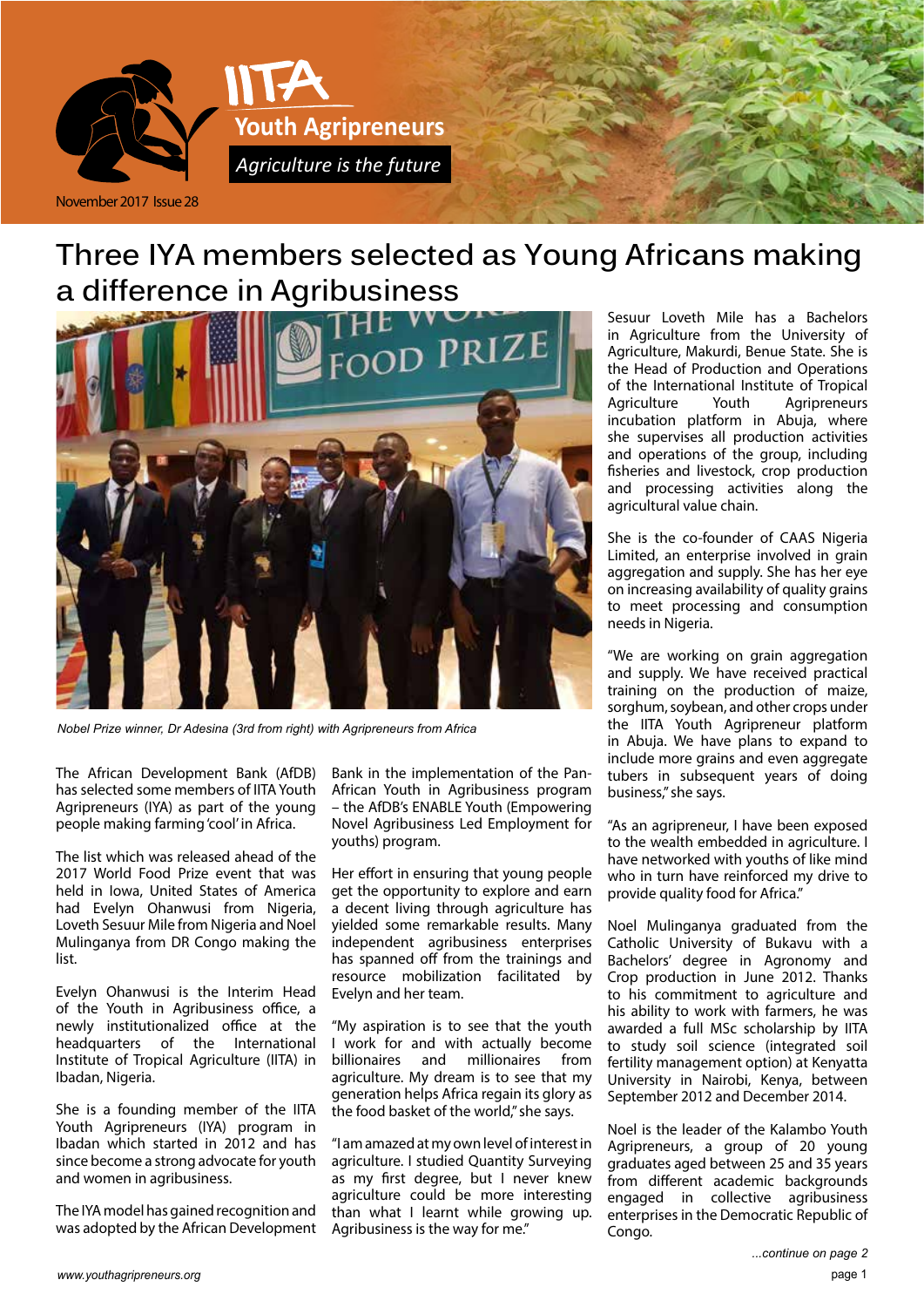# IITA Youth Agripreneurs

*Agriculture is the future*

November 2017 Issue 28

## Three IYA members selected as Young Africans making a difference in Agribusiness

*Nobel Prize winner, Dr Adesina (3rd from right) with Agripreneurs from Africa*

The African Development Bank (AfDB) has selected some members of IITA Youth Agripreneurs (IYA) as part of the young people making farming 'cool' in Africa.

The list which was released ahead of the 2017 World Food Prize event that was held in Iowa, United States of America had Evelyn Ohanwusi from Nigeria, Loveth Sesuur Mile from Nigeria and Noel Mulinganya from DR Congo making the list.

Evelyn Ohanwusi is the Interim Head of the Youth in Agribusiness office, a newly institutionalized office at the headquarters of the International Institute of Tropical Agriculture (IITA) in Ibadan, Nigeria.

She is a founding member of the IITA Youth Agripreneurs (IYA) program in Ibadan which started in 2012 and has since become a strong advocate for youth and women in agribusiness.

The IYA model has gained recognition and was adopted by the African Development Bank in the implementation of the Pan-African Youth in Agribusiness program – the AfDB's ENABLE Youth (Empowering Novel Agribusiness Led Employment for youths) program.

Her effort in ensuring that young people get the opportunity to explore and earn a decent living through agriculture has yielded some remarkable results. Many independent agribusiness enterprises has spanned off from the trainings and resource mobilization facilitated by Evelyn and her team.

"My aspiration is to see that the youth I work for and with actually become billionaires and millionaires from agriculture. My dream is to see that my generation helps Africa regain its glory as the food basket of the world," she says.

"I am amazed at my own level of interest in agriculture. I studied Quantity Surveying as my first degree, but I never knew agriculture could be more interesting than what I learnt while growing up. Agribusiness is the way for me."

Sesuur Loveth Mile has a Bachelors in Agriculture from the University of Agriculture, Makurdi, Benue State. She is the Head of Production and Operations of the International Institute of Tropical Agriculture Youth Agripreneurs incubation platform in Abuja, where she supervises all production activities and operations of the group, including fisheries and livestock, crop production and processing activities along the agricultural value chain.

She is the co-founder of CAAS Nigeria Limited, an enterprise involved in grain aggregation and supply. She has her eye on increasing availability of quality grains to meet processing and consumption needs in Nigeria.

"We are working on grain aggregation and supply. We have received practical training on the production of maize, sorghum, soybean, and other crops under the IITA Youth Agripreneur platform in Abuja. We have plans to expand to include more grains and even aggregate tubers in subsequent years of doing business," she says.

"As an agripreneur, I have been exposed to the wealth embedded in agriculture. I have networked with youths of like mind who in turn have reinforced my drive to provide quality food for Africa."

Noel Mulinganya graduated from the Catholic University of Bukavu with a Bachelors' degree in Agronomy and Crop production in June 2012. Thanks to his commitment to agriculture and his ability to work with farmers, he was awarded a full MSc scholarship by IITA to study soil science (integrated soil fertility management option) at Kenyatta University in Nairobi, Kenya, between September 2012 and December 2014.

Noel is the leader of the Kalambo Youth Agripreneurs, a group of 20 young graduates aged between 25 and 35 years from different academic backgrounds engaged in collective agribusiness enterprises in the Democratic Republic of Congo.

*...continue on page 2*

*www.youthagripreneurs.org*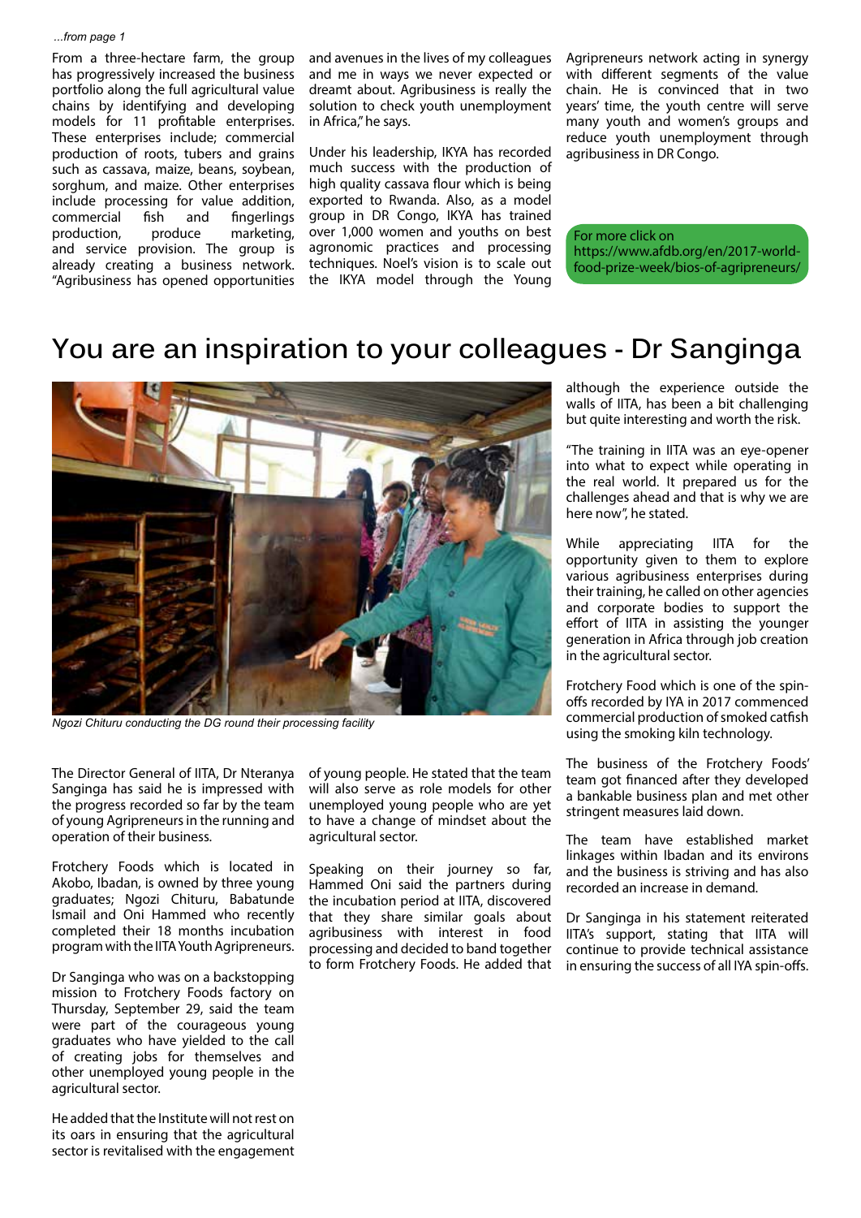*...from page 1*

From a three-hectare farm, the group has progressively increased the business portfolio along the full agricultural value chains by identifying and developing models for 11 profitable enterprises. These enterprises include; commercial production of roots, tubers and grains such as cassava, maize, beans, soybean, sorghum, and maize. Other enterprises include processing for value addition, commercial fish and fingerlings production, produce marketing, and service provision. The group is already creating a business network. "Agribusiness has opened opportunities and avenues in the lives of my colleagues and me in ways we never expected or dreamt about. Agribusiness is really the solution to check youth unemployment in Africa," he says.

Under his leadership, IKYA has recorded much success with the production of high quality cassava flour which is being exported to Rwanda. Also, as a model group in DR Congo, IKYA has trained over 1,000 women and youths on best agronomic practices and processing techniques. Noel's vision is to scale out the IKYA model through the Young Agripreneurs network acting in synergy with different segments of the value chain. He is convinced that in two years' time, the youth centre will serve many youth and women's groups and reduce youth unemployment through agribusiness in DR Congo.

For more click on https://www.afdb.org/en/2017-world-food-prize-week/bios-of-agripreneurs/

# You are an inspiration to your colleagues - Dr Sanginga

*Ngozi Chituru conducting the DG round their processing facility*

The Director General of IITA, Dr Nteranya Sanginga has said he is impressed with the progress recorded so far by the team of young Agripreneurs in the running and operation of their business.

Frotchery Foods which is located in Akobo, Ibadan, is owned by three young graduates; Ngozi Chituru, Babatunde Ismail and Oni Hammed who recently completed their 18 months incubation program with the IITA Youth Agripreneurs.

Dr Sanginga who was on a backstopping mission to Frotchery Foods factory on Thursday, September 29, said the team were part of the courageous young graduates who have yielded to the call of creating jobs for themselves and other unemployed young people in the agricultural sector.

He added that the Institute will not rest on its oars in ensuring that the agricultural sector is revitalised with the engagement of young people. He stated that the team will also serve as role models for other unemployed young people who are yet to have a change of mindset about the agricultural sector.

Speaking on their journey so far, Hammed Oni said the partners during the incubation period at IITA, discovered that they share similar goals about agribusiness with interest in food processing and decided to band together to form Frotchery Foods. He added that although the experience outside the walls of IITA, has been a bit challenging but quite interesting and worth the risk.

"The training in IITA was an eye-opener into what to expect while operating in the real world. It prepared us for the challenges ahead and that is why we are here now", he stated.

While appreciating IITA for the opportunity given to them to explore various agribusiness enterprises during their training, he called on other agencies and corporate bodies to support the effort of IITA in assisting the younger generation in Africa through job creation in the agricultural sector.

Frotchery Food which is one of the spin-offs recorded by IYA in 2017 commenced commercial production of smoked catfish using the smoking kiln technology.

The business of the Frotchery Foods' team got financed after they developed a bankable business plan and met other stringent measures laid down.

The team have established market linkages within Ibadan and its environs and the business is striving and has also recorded an increase in demand.

Dr Sanginga in his statement reiterated IITA's support, stating that IITA will continue to provide technical assistance in ensuring the success of all IYA spin-offs.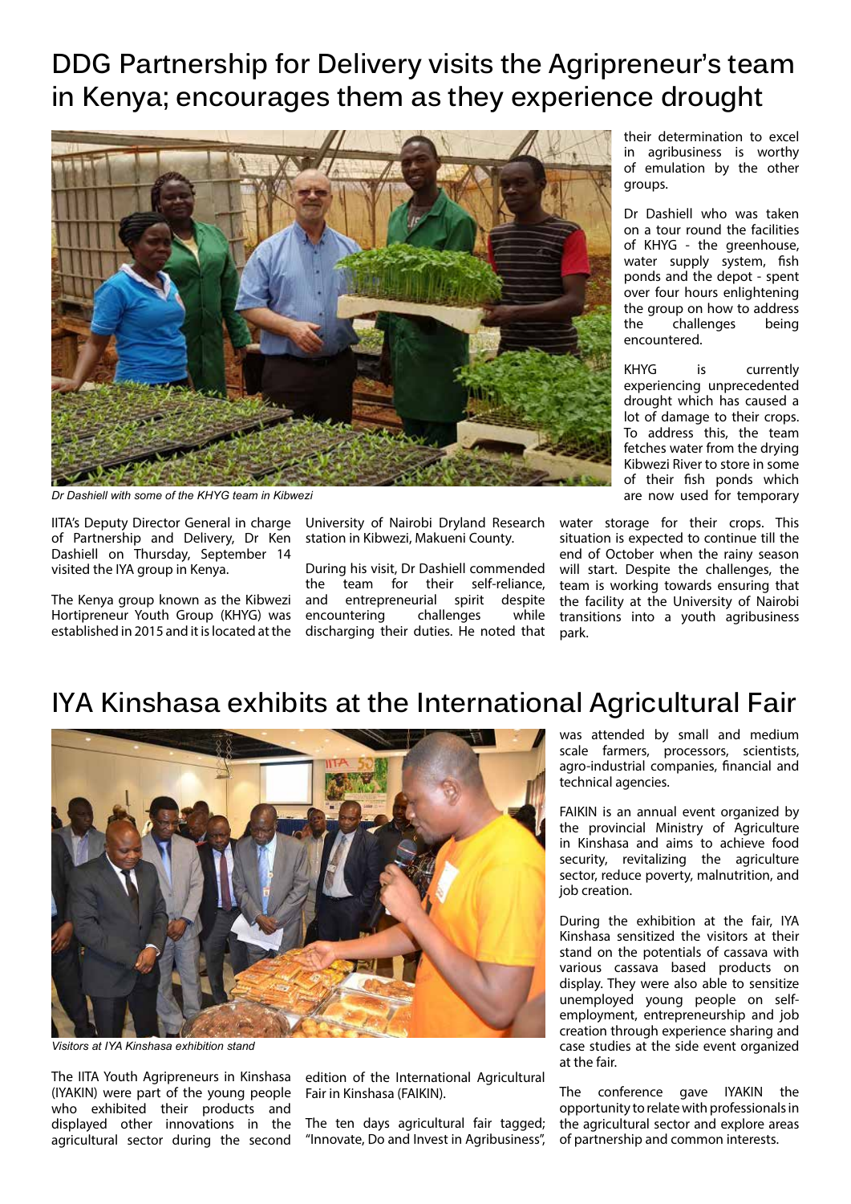# DDG Partnership for Delivery visits the Agripreneur's team in Kenya; encourages them as they experience drought

*Dr Dashiell with some of the KHYG team in Kibwezi*

IITA's Deputy Director General in charge of Partnership and Delivery, Dr Ken Dashiell on Thursday, September 14 visited the IYA group in Kenya.

The Kenya group known as the Kibwezi Hortipreneur Youth Group (KHYG) was established in 2015 and it is located at the University of Nairobi Dryland Research station in Kibwezi, Makueni County.

During his visit, Dr Dashiell commended the team for their self-reliance, and entrepreneurial spirit despite encountering challenges while discharging their duties. He noted that their determination to excel in agribusiness is worthy of emulation by the other groups.

Dr Dashiell who was taken on a tour round the facilities of KHYG - the greenhouse, water supply system, fish ponds and the depot - spent over four hours enlightening the group on how to address the challenges being encountered.

KHYG is currently experiencing unprecedented drought which has caused a lot of damage to their crops. To address this, the team fetches water from the drying Kibwezi River to store in some of their fish ponds which are now used for temporary water storage for their crops. This situation is expected to continue till the end of October when the rainy season will start. Despite the challenges, the team is working towards ensuring that the facility at the University of Nairobi transitions into a youth agribusiness park.

# IYA Kinshasa exhibits at the International Agricultural Fair

*Visitors at IYA Kinshasa exhibition stand*

The IITA Youth Agripreneurs in Kinshasa (IYAKIN) were part of the young people who exhibited their products and displayed other innovations in the agricultural sector during the second edition of the International Agricultural Fair in Kinshasa (FAIKIN).

The ten days agricultural fair tagged; "Innovate, Do and Invest in Agribusiness", was attended by small and medium scale farmers, processors, scientists, agro-industrial companies, financial and technical agencies.

FAIKIN is an annual event organized by the provincial Ministry of Agriculture in Kinshasa and aims to achieve food security, revitalizing the agriculture sector, reduce poverty, malnutrition, and job creation.

During the exhibition at the fair, IYA Kinshasa sensitized the visitors at their stand on the potentials of cassava with various cassava based products on display. They were also able to sensitize unemployed young people on self-employment, entrepreneurship and job creation through experience sharing and case studies at the side event organized at the fair.

The conference gave IYAKIN the opportunity to relate with professionals in the agricultural sector and explore areas of partnership and common interests.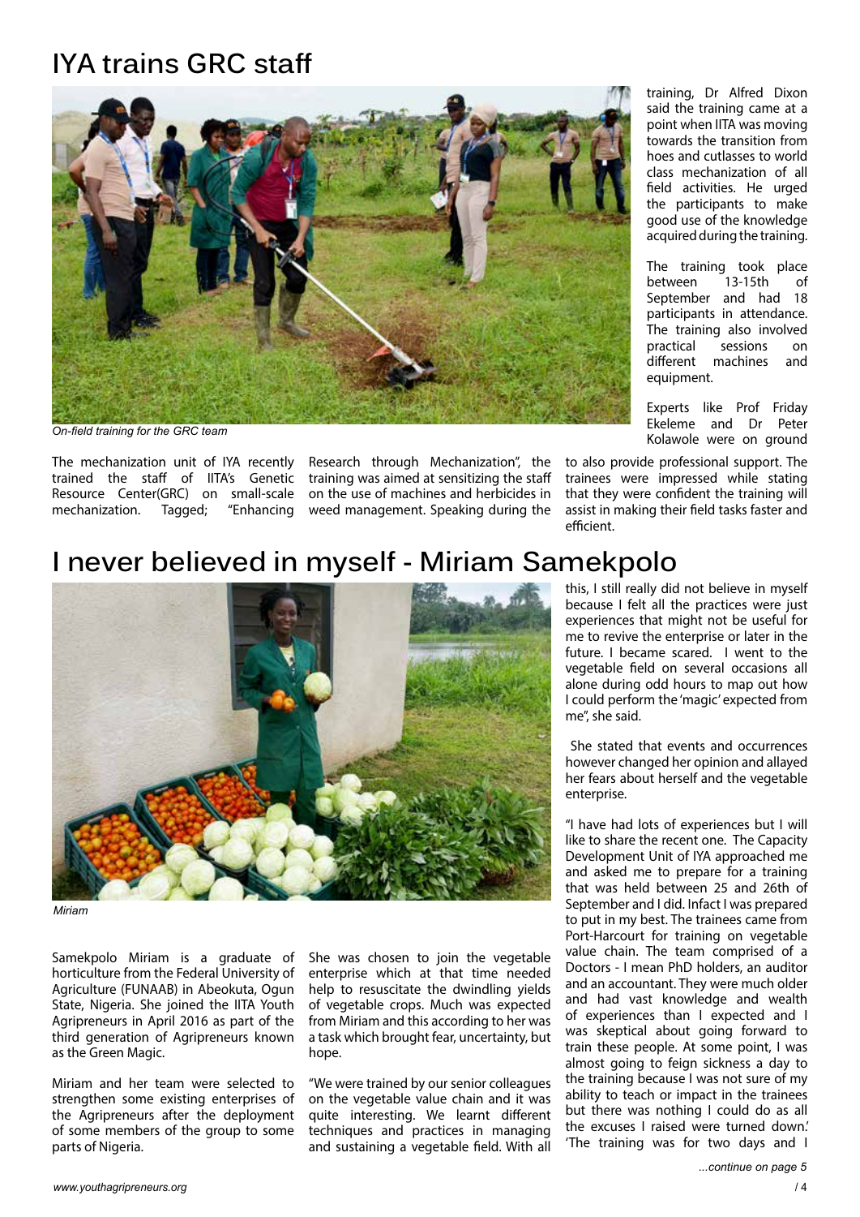# IYA trains GRC staff

*On-field training for the GRC team*

The mechanization unit of IYA recently trained the staff of IITA's Genetic Resource Center(GRC) on small-scale mechanization. Tagged; "Enhancing Research through Mechanization", the training was aimed at sensitizing the staff on the use of machines and herbicides in weed management. Speaking during the training, Dr Alfred Dixon said the training came at a point when IITA was moving towards the transition from hoes and cutlasses to world class mechanization of all field activities. He urged the participants to make good use of the knowledge acquired during the training.

The training took place between 13-15th of September and had 18 participants in attendance. The training also involved practical sessions on different machines and equipment.

Experts like Prof Friday Ekeleme and Dr Peter Kolawole were on ground to also provide professional support. The trainees were impressed while stating that they were confident the training will assist in making their field tasks faster and efficient.

# I never believed in myself - Miriam Samekpolo

*Miriam*

Samekpolo Miriam is a graduate of horticulture from the Federal University of Agriculture (FUNAAB) in Abeokuta, Ogun State, Nigeria. She joined the IITA Youth Agripreneurs in April 2016 as part of the third generation of Agripreneurs known as the Green Magic.

Miriam and her team were selected to strengthen some existing enterprises of the Agripreneurs after the deployment of some members of the group to some parts of Nigeria.

She was chosen to join the vegetable enterprise which at that time needed help to resuscitate the dwindling yields of vegetable crops. Much was expected from Miriam and this according to her was a task which brought fear, uncertainty, but hope.

"We were trained by our senior colleagues on the vegetable value chain and it was quite interesting. We learnt different techniques and practices in managing and sustaining a vegetable field. With all this, I still really did not believe in myself because I felt all the practices were just experiences that might not be useful for me to revive the enterprise or later in the future. I became scared. I went to the vegetable field on several occasions all alone during odd hours to map out how I could perform the 'magic' expected from me", she said.

She stated that events and occurrences however changed her opinion and allayed her fears about herself and the vegetable enterprise.

"I have had lots of experiences but I will like to share the recent one. The Capacity Development Unit of IYA approached me and asked me to prepare for a training that was held between 25 and 26th of September and I did. Infact I was prepared to put in my best. The trainees came from Port-Harcourt for training on vegetable value chain. The team comprised of a Doctors - I mean PhD holders, an auditor and an accountant. They were much older and had vast knowledge and wealth of experiences than I expected and I was skeptical about going forward to train these people. At some point, I was almost going to feign sickness a day to the training because I was not sure of my ability to teach or impact in the trainees but there was nothing I could do as all the excuses I raised were turned down.' 'The training was for two days and I

*...continue on page 5*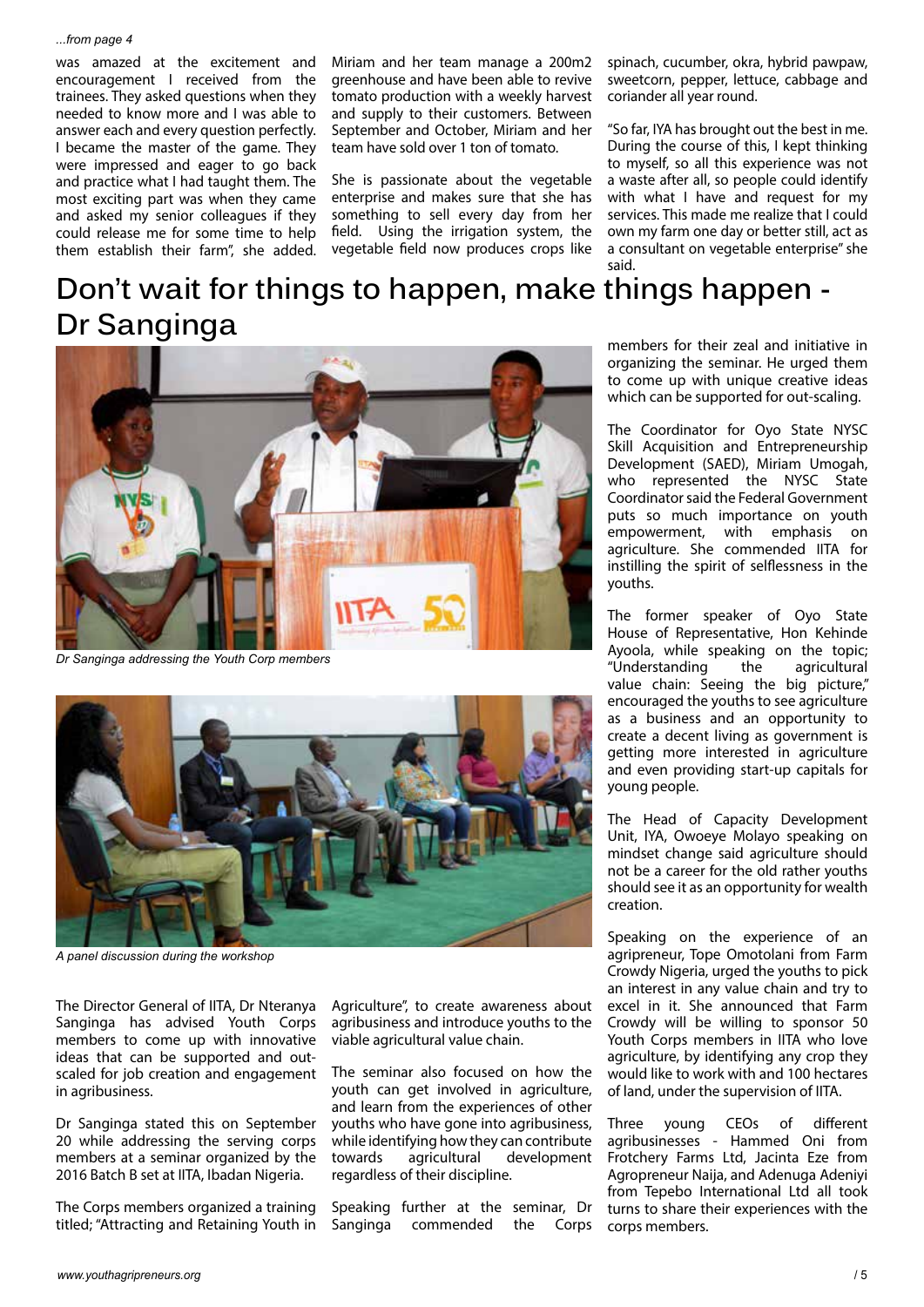*...from page 4*

was amazed at the excitement and encouragement I received from the trainees. They asked questions when they needed to know more and I was able to answer each and every question perfectly. I became the master of the game. They were impressed and eager to go back and practice what I had taught them. The most exciting part was when they came and asked my senior colleagues if they could release me for some time to help them establish their farm", she added.

Miriam and her team manage a 200m2 greenhouse and have been able to revive tomato production with a weekly harvest and supply to their customers. Between September and October, Miriam and her team have sold over 1 ton of tomato.

She is passionate about the vegetable enterprise and makes sure that she has something to sell every day from her field. Using the irrigation system, the vegetable field now produces crops like spinach, cucumber, okra, hybrid pawpaw, sweetcorn, pepper, lettuce, cabbage and coriander all year round.

"So far, IYA has brought out the best in me. During the course of this, I kept thinking to myself, so all this experience was not a waste after all, so people could identify with what I have and request for my services. This made me realize that I could own my farm one day or better still, act as a consultant on vegetable enterprise" she said.

# Don't wait for things to happen, make things happen - Dr Sanginga

*Dr Sanginga addressing the Youth Corp members*

*A panel discussion during the workshop*

The Director General of IITA, Dr Nteranya Sanginga has advised Youth Corps members to come up with innovative ideas that can be supported and out-scaled for job creation and engagement in agribusiness.

Dr Sanginga stated this on September 20 while addressing the serving corps members at a seminar organized by the 2016 Batch B set at IITA, Ibadan Nigeria.

The Corps members organized a training titled; "Attracting and Retaining Youth in Agriculture", to create awareness about agribusiness and introduce youths to the viable agricultural value chain.

The seminar also focused on how the youth can get involved in agriculture, and learn from the experiences of other youths who have gone into agribusiness, while identifying how they can contribute towards agricultural development regardless of their discipline.

Speaking further at the seminar, Dr Sanginga commended the Corps members for their zeal and initiative in organizing the seminar. He urged them to come up with unique creative ideas which can be supported for out-scaling.

The Coordinator for Oyo State NYSC Skill Acquisition and Entrepreneurship Development (SAED), Miriam Umogah, who represented the NYSC State Coordinator said the Federal Government puts so much importance on youth empowerment, with emphasis on agriculture. She commended IITA for instilling the spirit of selflessness in the youths.

The former speaker of Oyo State House of Representative, Hon Kehinde Ayoola, while speaking on the topic; "Understanding the agricultural value chain: Seeing the big picture," encouraged the youths to see agriculture as a business and an opportunity to create a decent living as government is getting more interested in agriculture and even providing start-up capitals for young people.

The Head of Capacity Development Unit, IYA, Owoeye Molayo speaking on mindset change said agriculture should not be a career for the old rather youths should see it as an opportunity for wealth creation.

Speaking on the experience of an agripreneur, Tope Omotolani from Farm Crowdy Nigeria, urged the youths to pick an interest in any value chain and try to excel in it. She announced that Farm Crowdy will be willing to sponsor 50 Youth Corps members in IITA who love agriculture, by identifying any crop they would like to work with and 100 hectares of land, under the supervision of IITA.

Three young CEOs of different agribusinesses - Hammed Oni from Frotchery Farms Ltd, Jacinta Eze from Agropreneur Naija, and Adenuga Adeniyi from Tepebo International Ltd all took turns to share their experiences with the corps members.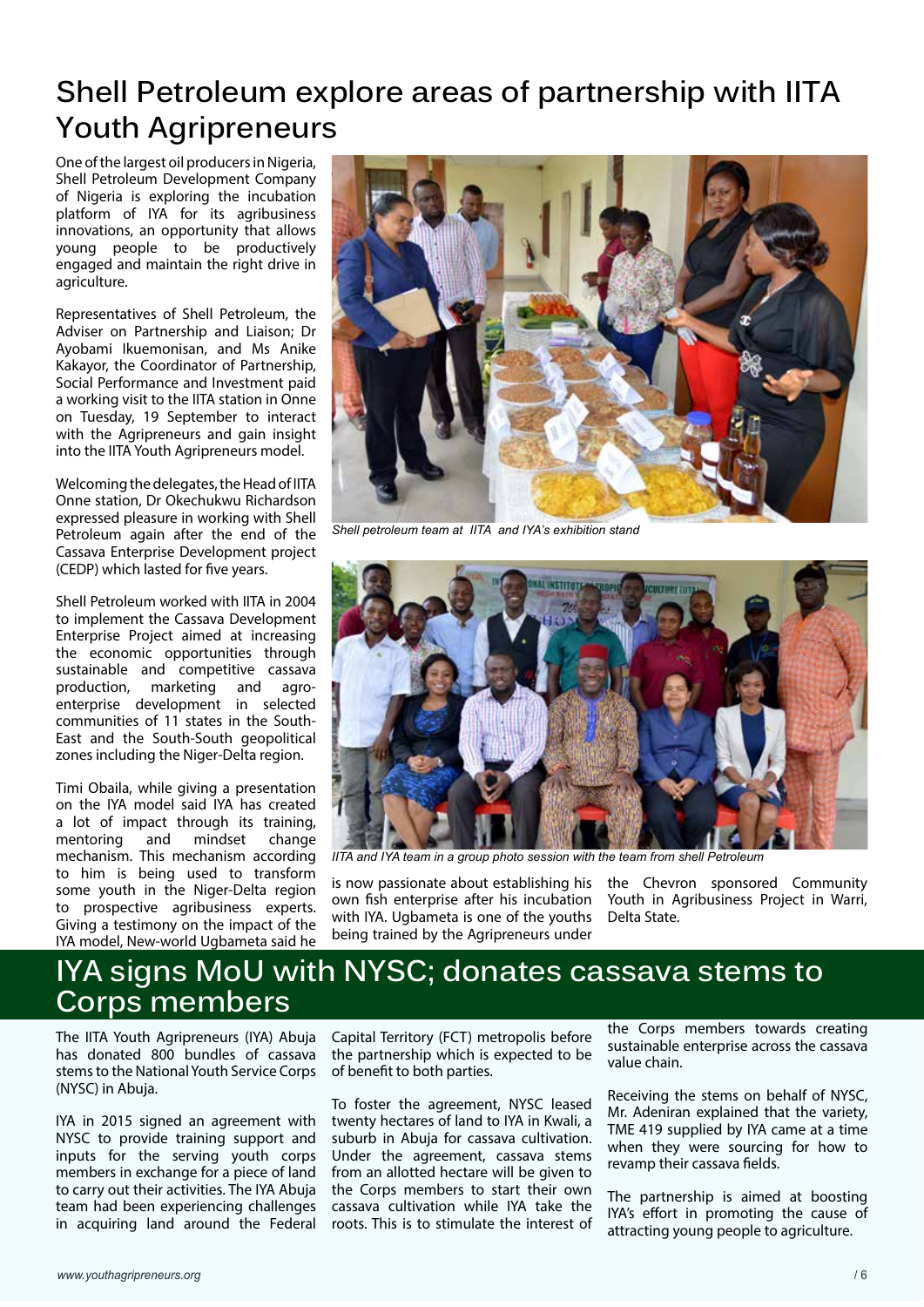# Shell Petroleum explore areas of partnership with IITA Youth Agripreneurs

One of the largest oil producers in Nigeria, Shell Petroleum Development Company of Nigeria is exploring the incubation platform of IYA for its agribusiness innovations, an opportunity that allows young people to be productively engaged and maintain the right drive in agriculture.

Representatives of Shell Petroleum, the Adviser on Partnership and Liaison; Dr Ayobami Ikuemonisan, and Ms Anike Kakayor, the Coordinator of Partnership, Social Performance and Investment paid a working visit to the IITA station in Onne on Tuesday, 19 September to interact with the Agripreneurs and gain insight into the IITA Youth Agripreneurs model.

Welcoming the delegates, the Head of IITA Onne station, Dr Okechukwu Richardson expressed pleasure in working with Shell Petroleum again after the end of the Cassava Enterprise Development project (CEDP) which lasted for five years.

Shell Petroleum worked with IITA in 2004 to implement the Cassava Development Enterprise Project aimed at increasing the economic opportunities through sustainable and competitive cassava production, marketing and agro-enterprise development in selected communities of 11 states in the South-East and the South-South geopolitical zones including the Niger-Delta region.

Timi Obaila, while giving a presentation on the IYA model said IYA has created a lot of impact through its training, mentoring and mindset change mechanism. This mechanism according to him is being used to transform some youth in the Niger-Delta region to prospective agribusiness experts. Giving a testimony on the impact of the IYA model, New-world Ugbameta said he is now passionate about establishing his own fish enterprise after his incubation with IYA. Ugbameta is one of the youths being trained by the Agripreneurs under the Chevron sponsored Community Youth in Agribusiness Project in Warri, Delta State.

*Shell petroleum team at IITA and IYA's exhibition stand*

*IITA and IYA team in a group photo session with the team from shell Petroleum*

# IYA signs MoU with NYSC; donates cassava stems to Corps members

The IITA Youth Agripreneurs (IYA) Abuja has donated 800 bundles of cassava stems to the National Youth Service Corps (NYSC) in Abuja.

IYA in 2015 signed an agreement with NYSC to provide training support and inputs for the serving youth corps members in exchange for a piece of land to carry out their activities. The IYA Abuja team had been experiencing challenges in acquiring land around the Federal Capital Territory (FCT) metropolis before the partnership which is expected to be of benefit to both parties.

To foster the agreement, NYSC leased twenty hectares of land to IYA in Kwali, a suburb in Abuja for cassava cultivation. Under the agreement, cassava stems from an allotted hectare will be given to the Corps members to start their own cassava cultivation while IYA take the roots. This is to stimulate the interest of the Corps members towards creating sustainable enterprise across the cassava value chain.

Receiving the stems on behalf of NYSC, Mr. Adeniran explained that the variety, TME 419 supplied by IYA came at a time when they were sourcing for how to revamp their cassava fields.

The partnership is aimed at boosting IYA's effort in promoting the cause of attracting young people to agriculture.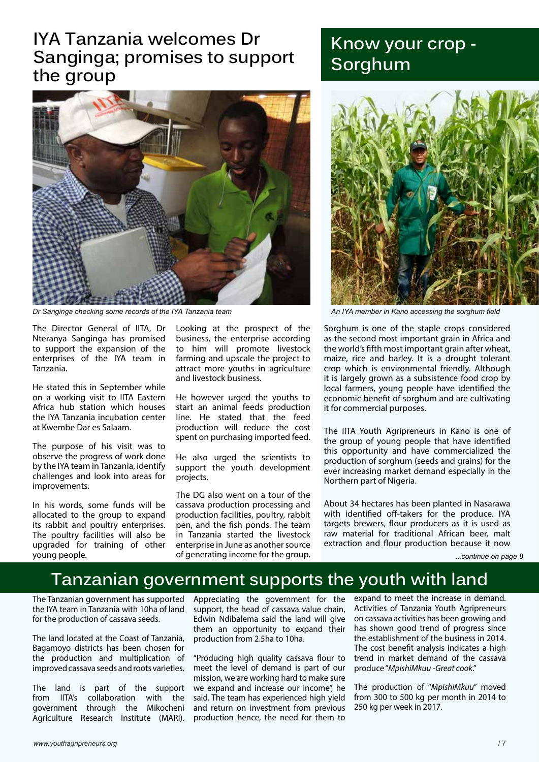# IYA Tanzania welcomes Dr Sanginga; promises to support the group

*Dr Sanginga checking some records of the IYA Tanzania team*

The Director General of IITA, Dr Nteranya Sanginga has promised to support the expansion of the enterprises of the IYA team in Tanzania.

He stated this in September while on a working visit to IITA Eastern Africa hub station which houses the IYA Tanzania incubation center at Kwembe Dar es Salaam.

The purpose of his visit was to observe the progress of work done by the IYA team in Tanzania, identify challenges and look into areas for improvements.

In his words, some funds will be allocated to the group to expand its rabbit and poultry enterprises. The poultry facilities will also be upgraded for training of other young people.

Looking at the prospect of the business, the enterprise according to him will promote livestock farming and upscale the project to attract more youths in agriculture and livestock business.

He however urged the youths to start an animal feeds production line. He stated that the feed production will reduce the cost spent on purchasing imported feed.

He also urged the scientists to support the youth development projects.

The DG also went on a tour of the cassava production processing and production facilities, poultry, rabbit pen, and the fish ponds. The team in Tanzania started the livestock enterprise in June as another source of generating income for the group.

# Know your crop - Sorghum

*An IYA member in Kano accessing the sorghum field*

Sorghum is one of the staple crops considered as the second most important grain in Africa and the world's fifth most important grain after wheat, maize, rice and barley. It is a drought tolerant crop which is environmental friendly. Although it is largely grown as a subsistence food crop by local farmers, young people have identified the economic benefit of sorghum and are cultivating it for commercial purposes.

The IITA Youth Agripreneurs in Kano is one of the group of young people that have identified this opportunity and have commercialized the production of sorghum (seeds and grains) for the ever increasing market demand especially in the Northern part of Nigeria.

About 34 hectares has been planted in Nasarawa with identified off-takers for the produce. IYA targets brewers, flour producers as it is used as raw material for traditional African beer, malt extraction and flour production because it now

*...continue on page 8*

# Tanzanian government supports the youth with land

The Tanzanian government has supported the IYA team in Tanzania with 10ha of land for the production of cassava seeds.

The land located at the Coast of Tanzania, Bagamoyo districts has been chosen for the production and multiplication of improved cassava seeds and roots varieties.

The land is part of the support from IITA's collaboration with the government through the Mikocheni Agriculture Research Institute (MARI). Appreciating the government for the support, the head of cassava value chain, Edwin Ndibalema said the land will give them an opportunity to expand their production from 2.5ha to 10ha.

"Producing high quality cassava flour to meet the level of demand is part of our mission, we are working hard to make sure we expand and increase our income", he said. The team has experienced high yield and return on investment from previous production hence, the need for them to expand to meet the increase in demand. Activities of Tanzania Youth Agripreneurs on cassava activities has been growing and has shown good trend of progress since the establishment of the business in 2014. The cost benefit analysis indicates a high trend in market demand of the cassava produce "*MpishiMkuu -Great cook*."

The production of "*MpishiMkuu*" moved from 300 to 500 kg per month in 2014 to 250 kg per week in 2017.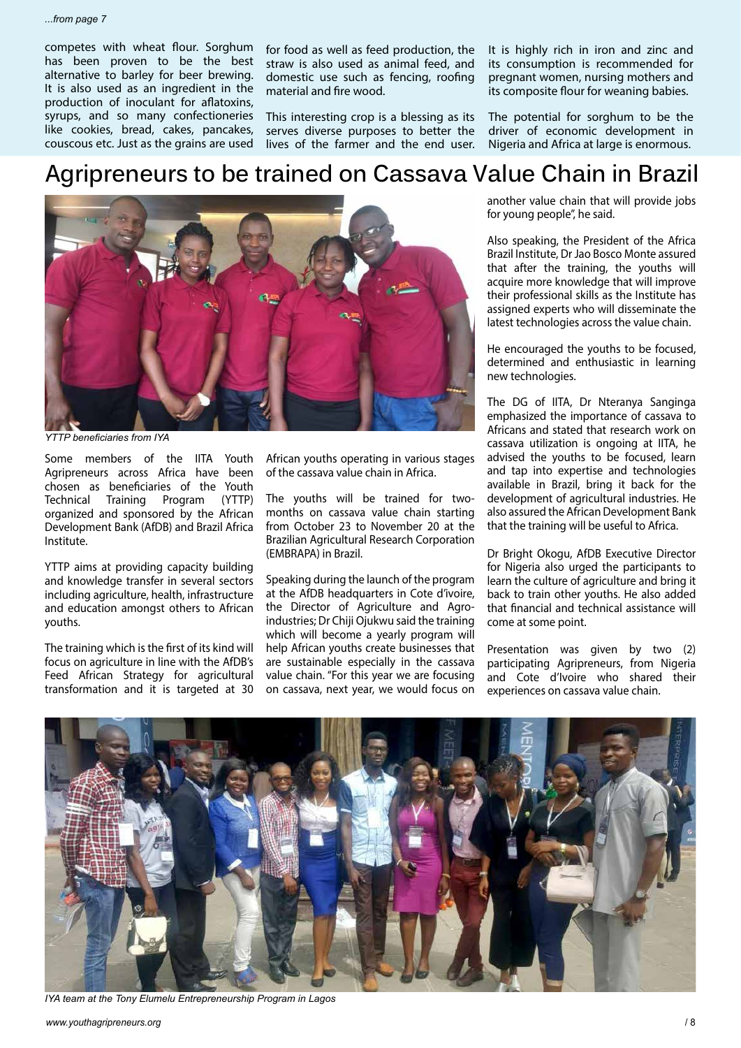...from page 7

competes with wheat flour. Sorghum has been proven to be the best alternative to barley for beer brewing. It is also used as an ingredient in the production of inoculant for aflatoxins, syrups, and so many confectioneries like cookies, bread, cakes, pancakes, couscous etc. Just as the grains are used for food as well as feed production, the straw is also used as animal feed, and domestic use such as fencing, roofing material and fire wood.

This interesting crop is a blessing as its serves diverse purposes to better the lives of the farmer and the end user. It is highly rich in iron and zinc and its consumption is recommended for pregnant women, nursing mothers and its composite flour for weaning babies.

The potential for sorghum to be the driver of economic development in Nigeria and Africa at large is enormous.

# Agripreneurs to be trained on Cassava Value Chain in Brazil

*YTTP beneficiaries from IYA*

Some members of the IITA Youth Agripreneurs across Africa have been chosen as beneficiaries of the Youth Technical Training Program (YTTP) organized and sponsored by the African Development Bank (AfDB) and Brazil Africa Institute.

YTTP aims at providing capacity building and knowledge transfer in several sectors including agriculture, health, infrastructure and education amongst others to African youths.

The training which is the first of its kind will focus on agriculture in line with the AfDB's Feed African Strategy for agricultural transformation and it is targeted at 30 African youths operating in various stages of the cassava value chain in Africa.

The youths will be trained for two-months on cassava value chain starting from October 23 to November 20 at the Brazilian Agricultural Research Corporation (EMBRAPA) in Brazil.

Speaking during the launch of the program at the AfDB headquarters in Cote d'ivoire, the Director of Agriculture and Agro-industries; Dr Chiji Ojukwu said the training which will become a yearly program will help African youths create businesses that are sustainable especially in the cassava value chain. "For this year we are focusing on cassava, next year, we would focus on another value chain that will provide jobs for young people", he said.

Also speaking, the President of the Africa Brazil Institute, Dr Jao Bosco Monte assured that after the training, the youths will acquire more knowledge that will improve their professional skills as the Institute has assigned experts who will disseminate the latest technologies across the value chain.

He encouraged the youths to be focused, determined and enthusiastic in learning new technologies.

The DG of IITA, Dr Nteranya Sanginga emphasized the importance of cassava to Africans and stated that research work on cassava utilization is ongoing at IITA, he advised the youths to be focused, learn and tap into expertise and technologies available in Brazil, bring it back for the development of agricultural industries. He also assured the African Development Bank that the training will be useful to Africa.

Dr Bright Okogu, AfDB Executive Director for Nigeria also urged the participants to learn the culture of agriculture and bring it back to train other youths. He also added that financial and technical assistance will come at some point.

Presentation was given by two (2) participating Agripreneurs, from Nigeria and Cote d'Ivoire who shared their experiences on cassava value chain.

*IYA team at the Tony Elumelu Entrepreneurship Program in Lagos*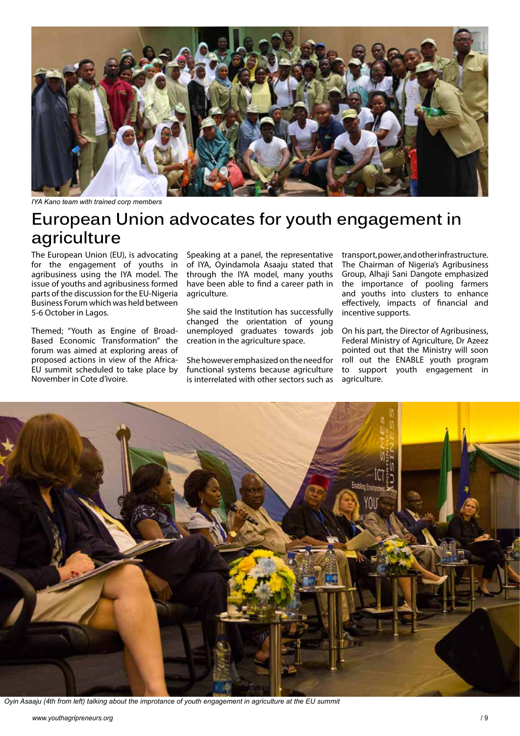IYA Kano team with trained corp members

# European Union advocates for youth engagement in agriculture

The European Union (EU), is advocating for the engagement of youths in agribusiness using the IYA model. The issue of youths and agribusiness formed parts of the discussion for the EU-Nigeria Business Forum which was held between 5-6 October in Lagos.

Themed; "Youth as Engine of Broad-Based Economic Transformation" the forum was aimed at exploring areas of proposed actions in view of the Africa-EU summit scheduled to take place by November in Cote d'ivoire.

Speaking at a panel, the representative of IYA, Oyindamola Asaaju stated that through the IYA model, many youths have been able to find a career path in agriculture.

She said the Institution has successfully changed the orientation of young unemployed graduates towards job creation in the agriculture space.

She however emphasized on the need for functional systems because agriculture is interrelated with other sectors such as transport, power, and other infrastructure. The Chairman of Nigeria's Agribusiness Group, Alhaji Sani Dangote emphasized the importance of pooling farmers and youths into clusters to enhance effectively, impacts of financial and incentive supports.

On his part, the Director of Agribusiness, Federal Ministry of Agriculture, Dr Azeez pointed out that the Ministry will soon roll out the ENABLE youth program to support youth engagement in agriculture.

Oyin Asaaju (4th from left) talking about the improtance of youth engagement in agriculture at the EU summit

www.youthagripreneurs.org